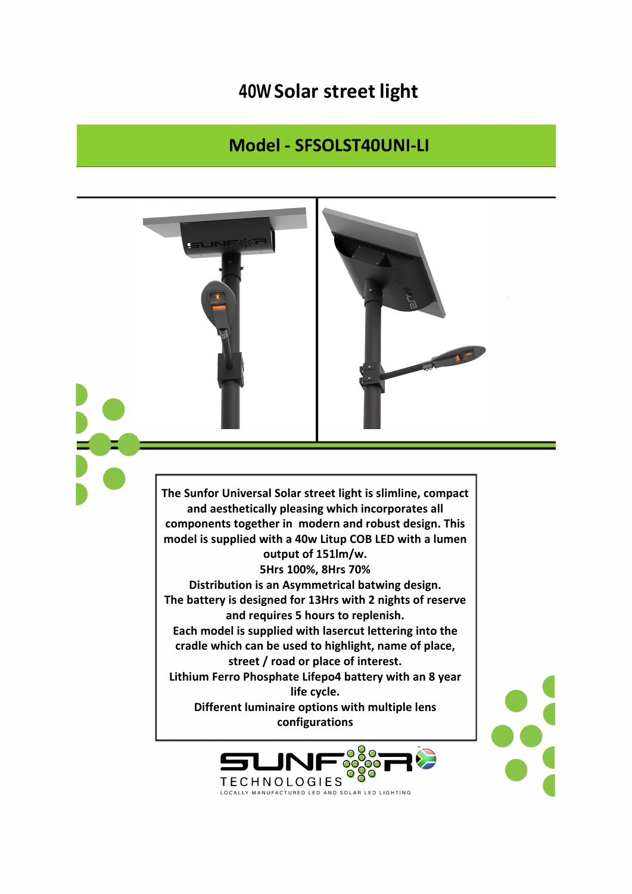# 40W Solar street light

## Model - SFSOLST40UNI-LI

The Sunfor Universal Solar street light is slimline, compact and aesthetically pleasing which incorporates all components together in modern and robust design. This model is supplied with a 40w Litup COB LED with a lumen output of 151lm/w.

5Hrs 100%, 8Hrs 70%

Distribution is an Asymmetrical batwing design.

The battery is designed for 13Hrs with 2 nights of reserve and requires 5 hours to replenish.

Each model is supplied with lasercut lettering into the cradle which can be used to highlight, name of place, street / road or place of interest.

Lithium Ferro Phosphate Lifepo4 battery with an 8 year life cycle.

Different luminaire options with multiple lens configurations

SUNFOR TECHNOLOGIES

LOCALLY MANUFACTURED LED AND SOLAR LED LIGHTING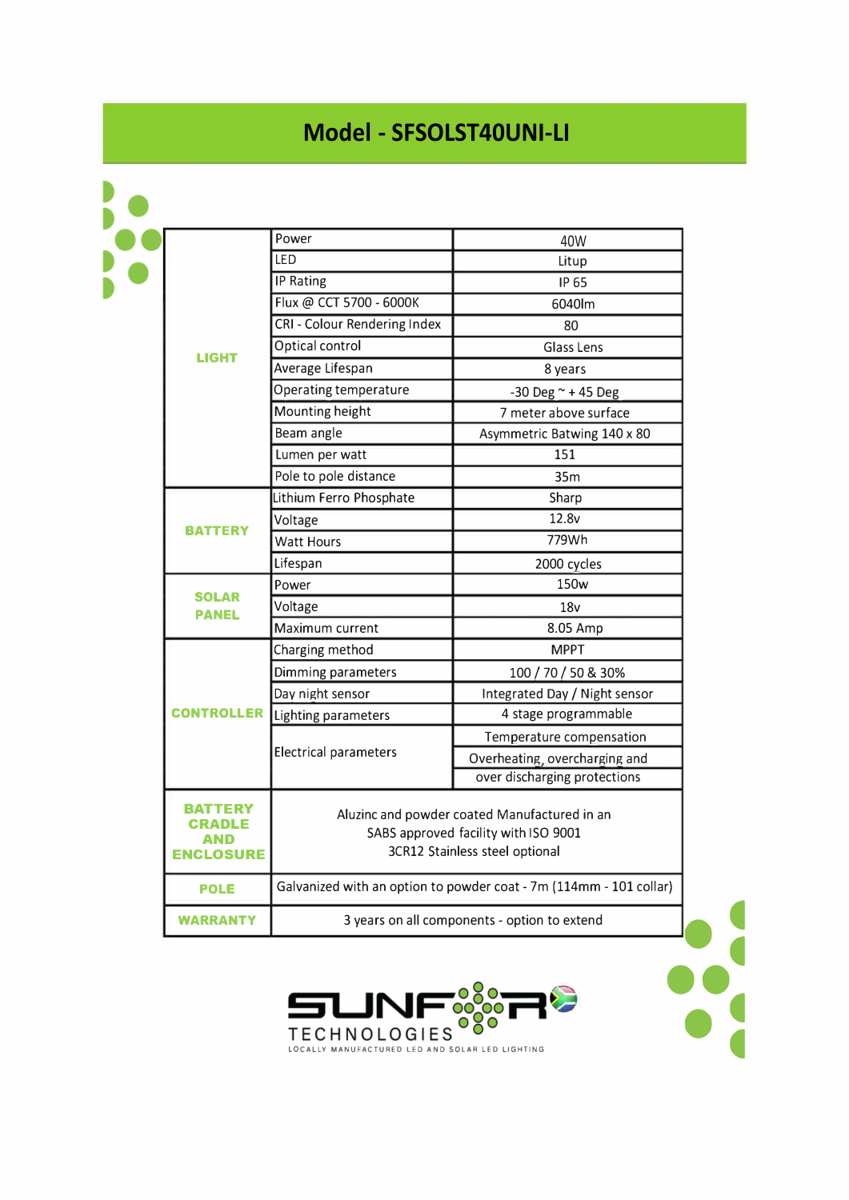# Model - SFSOLST40UNI-LI

| | | |
|---|---|---|
| LIGHT | Power | 40W |
| | LED | Litup |
| | IP Rating | IP 65 |
| | Flux @ CCT 5700 - 6000K | 6040lm |
| | CRI - Colour Rendering Index | 80 |
| | Optical control | Glass Lens |
| | Average Lifespan | 8 years |
| | Operating temperature | -30 Deg ~ + 45 Deg |
| | Mounting height | 7 meter above surface |
| | Beam angle | Asymmetric Batwing 140 x 80 |
| | Lumen per watt | 151 |
| | Pole to pole distance | 35m |
| BATTERY | Lithium Ferro Phosphate | Sharp |
| | Voltage | 12.8v |
| | Watt Hours | 779Wh |
| | Lifespan | 2000 cycles |
| SOLAR PANEL | Power | 150w |
| | Voltage | 18v |
| | Maximum current | 8.05 Amp |
| CONTROLLER | Charging method | MPPT |
| | Dimming parameters | 100 / 70 / 50 & 30% |
| | Day night sensor | Integrated Day / Night sensor |
| | Lighting parameters | 4 stage programmable |
| | Electrical parameters | Temperature compensation |
| | | Overheating, overcharging and over discharging protections |
| BATTERY CRADLE AND ENCLOSURE | Aluzinc and powder coated Manufactured in an SABS approved facility with ISO 9001 3CR12 Stainless steel optional | |
| POLE | Galvanized with an option to powder coat - 7m (114mm - 101 collar) | |
| WARRANTY | 3 years on all components - option to extend | |

SUNFOR TECHNOLOGIES

LOCALLY MANUFACTURED LED AND SOLAR LED LIGHTING